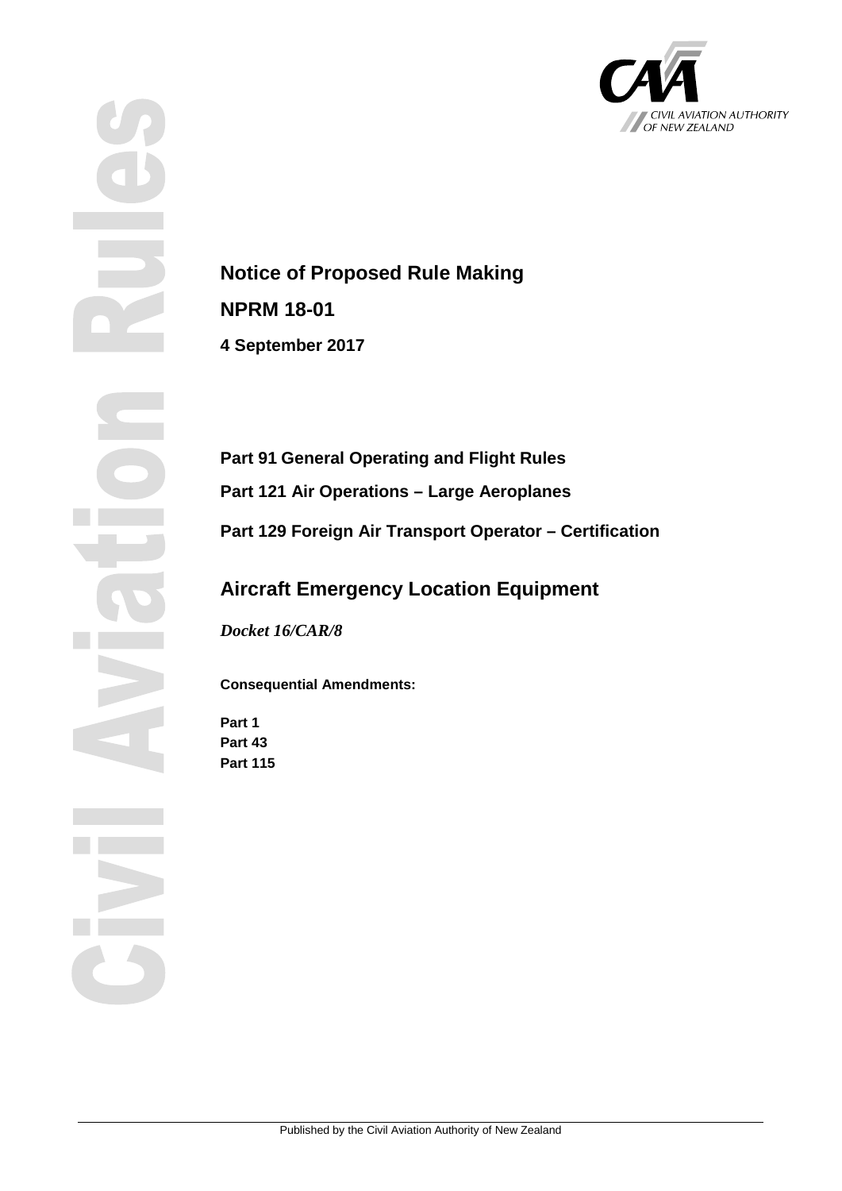# Notice of Proposed Rule Making

## NPRM 18-01

**4 September 2017**

**Part 91 General Operating and Flight Rules**

**Part 121 Air Operations – Large Aeroplanes**

**Part 129 Foreign Air Transport Operator – Certification**

## Aircraft Emergency Location Equipment

***Docket 16/CAR/8***

**Consequential Amendments:**

**Part 1**
**Part 43**
**Part 115**

Published by the Civil Aviation Authority of New Zealand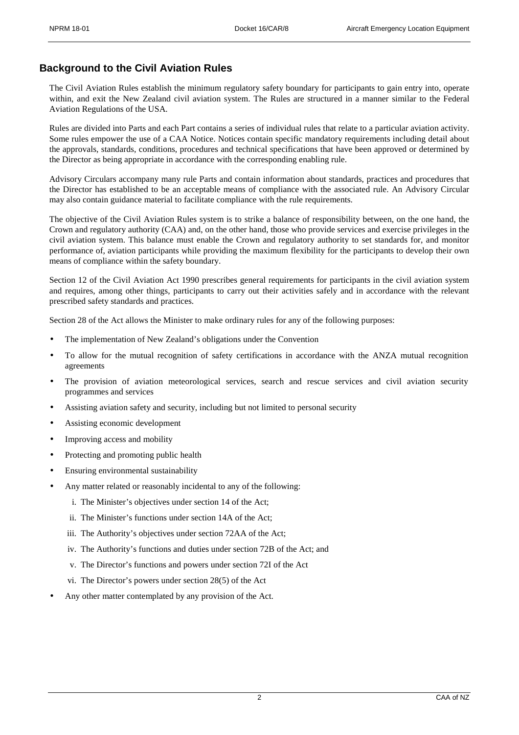## Background to the Civil Aviation Rules

The Civil Aviation Rules establish the minimum regulatory safety boundary for participants to gain entry into, operate within, and exit the New Zealand civil aviation system. The Rules are structured in a manner similar to the Federal Aviation Regulations of the USA.

Rules are divided into Parts and each Part contains a series of individual rules that relate to a particular aviation activity. Some rules empower the use of a CAA Notice. Notices contain specific mandatory requirements including detail about the approvals, standards, conditions, procedures and technical specifications that have been approved or determined by the Director as being appropriate in accordance with the corresponding enabling rule.

Advisory Circulars accompany many rule Parts and contain information about standards, practices and procedures that the Director has established to be an acceptable means of compliance with the associated rule. An Advisory Circular may also contain guidance material to facilitate compliance with the rule requirements.

The objective of the Civil Aviation Rules system is to strike a balance of responsibility between, on the one hand, the Crown and regulatory authority (CAA) and, on the other hand, those who provide services and exercise privileges in the civil aviation system. This balance must enable the Crown and regulatory authority to set standards for, and monitor performance of, aviation participants while providing the maximum flexibility for the participants to develop their own means of compliance within the safety boundary.

Section 12 of the Civil Aviation Act 1990 prescribes general requirements for participants in the civil aviation system and requires, among other things, participants to carry out their activities safely and in accordance with the relevant prescribed safety standards and practices.

Section 28 of the Act allows the Minister to make ordinary rules for any of the following purposes:

- The implementation of New Zealand's obligations under the Convention
- To allow for the mutual recognition of safety certifications in accordance with the ANZA mutual recognition agreements
- The provision of aviation meteorological services, search and rescue services and civil aviation security programmes and services
- Assisting aviation safety and security, including but not limited to personal security
- Assisting economic development
- Improving access and mobility
- Protecting and promoting public health
- Ensuring environmental sustainability
- Any matter related or reasonably incidental to any of the following:
  i. The Minister's objectives under section 14 of the Act;
  ii. The Minister's functions under section 14A of the Act;
  iii. The Authority's objectives under section 72AA of the Act;
  iv. The Authority's functions and duties under section 72B of the Act; and
  v. The Director's functions and powers under section 72I of the Act
  vi. The Director's powers under section 28(5) of the Act
- Any other matter contemplated by any provision of the Act.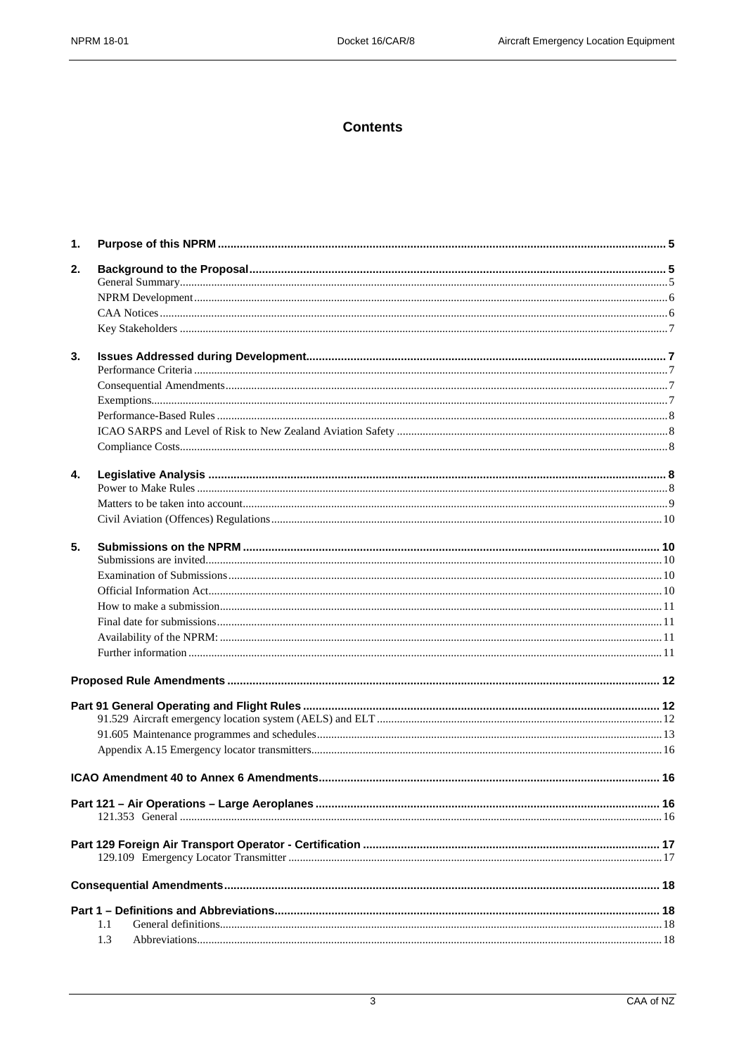# Contents

| | | |
|---|---|---|
| **1.** | **Purpose of this NPRM** | **5** |
| **2.** | **Background to the Proposal** | **5** |
| | General Summary | 5 |
| | NPRM Development | 6 |
| | CAA Notices | 6 |
| | Key Stakeholders | 7 |
| **3.** | **Issues Addressed during Development** | **7** |
| | Performance Criteria | 7 |
| | Consequential Amendments | 7 |
| | Exemptions | 7 |
| | Performance-Based Rules | 8 |
| | ICAO SARPS and Level of Risk to New Zealand Aviation Safety | 8 |
| | Compliance Costs | 8 |
| **4.** | **Legislative Analysis** | **8** |
| | Power to Make Rules | 8 |
| | Matters to be taken into account | 9 |
| | Civil Aviation (Offences) Regulations | 10 |
| **5.** | **Submissions on the NPRM** | **10** |
| | Submissions are invited | 10 |
| | Examination of Submissions | 10 |
| | Official Information Act | 10 |
| | How to make a submission | 11 |
| | Final date for submissions | 11 |
| | Availability of the NPRM: | 11 |
| | Further information | 11 |
| | **Proposed Rule Amendments** | **12** |
| | **Part 91 General Operating and Flight Rules** | **12** |
| | 91.529 Aircraft emergency location system (AELS) and ELT | 12 |
| | 91.605 Maintenance programmes and schedules | 13 |
| | Appendix A.15 Emergency locator transmitters | 16 |
| | **ICAO Amendment 40 to Annex 6 Amendments** | **16** |
| | **Part 121 – Air Operations – Large Aeroplanes** | **16** |
| | 121.353 General | 16 |
| | **Part 129 Foreign Air Transport Operator - Certification** | **17** |
| | 129.109 Emergency Locator Transmitter | 17 |
| | **Consequential Amendments** | **18** |
| | **Part 1 – Definitions and Abbreviations** | **18** |
| | 1.1 General definitions | 18 |
| | 1.3 Abbreviations | 18 |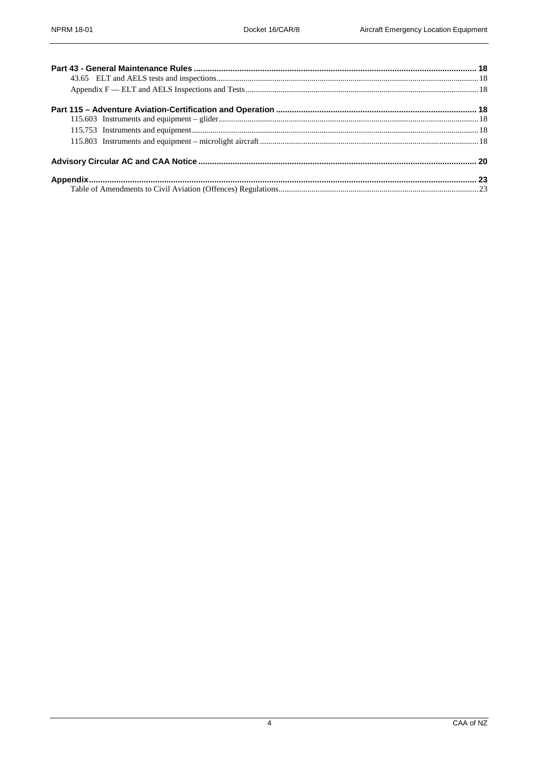**Part 43 - General Maintenance Rules** ........ 18

43.65 ELT and AELS tests and inspections ........ 18

Appendix F — ELT and AELS Inspections and Tests ........ 18

**Part 115 – Adventure Aviation-Certification and Operation** ........ 18

115.603 Instruments and equipment – glider ........ 18

115.753 Instruments and equipment ........ 18

115.803 Instruments and equipment – microlight aircraft ........ 18

**Advisory Circular AC and CAA Notice** ........ 20

**Appendix** ........ 23

Table of Amendments to Civil Aviation (Offences) Regulations ........ 23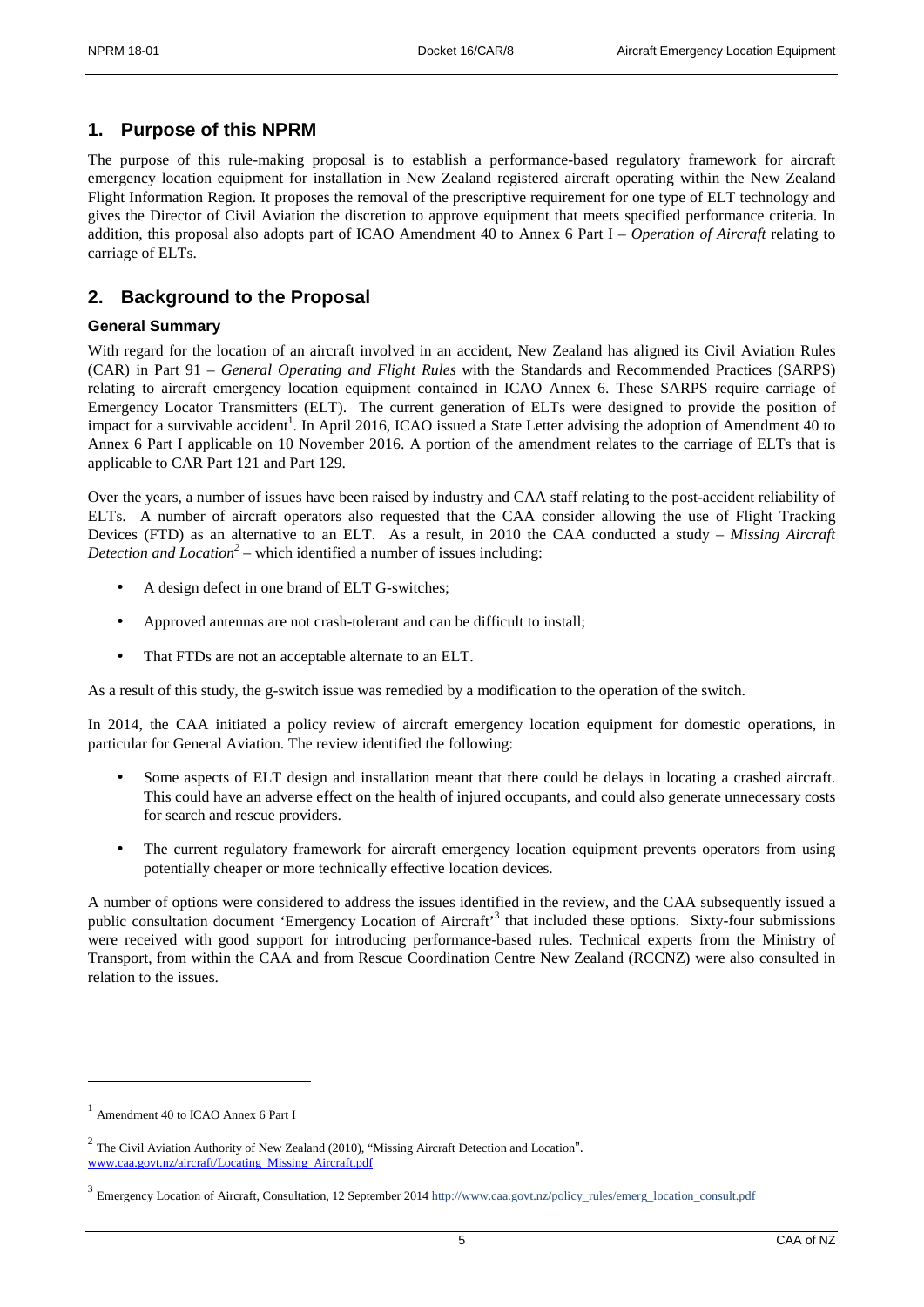## 1. Purpose of this NPRM

The purpose of this rule-making proposal is to establish a performance-based regulatory framework for aircraft emergency location equipment for installation in New Zealand registered aircraft operating within the New Zealand Flight Information Region. It proposes the removal of the prescriptive requirement for one type of ELT technology and gives the Director of Civil Aviation the discretion to approve equipment that meets specified performance criteria. In addition, this proposal also adopts part of ICAO Amendment 40 to Annex 6 Part I – *Operation of Aircraft* relating to carriage of ELTs.

## 2. Background to the Proposal

### General Summary

With regard for the location of an aircraft involved in an accident, New Zealand has aligned its Civil Aviation Rules (CAR) in Part 91 – *General Operating and Flight Rules* with the Standards and Recommended Practices (SARPS) relating to aircraft emergency location equipment contained in ICAO Annex 6. These SARPS require carriage of Emergency Locator Transmitters (ELT). The current generation of ELTs were designed to provide the position of impact for a survivable accident[1]. In April 2016, ICAO issued a State Letter advising the adoption of Amendment 40 to Annex 6 Part I applicable on 10 November 2016. A portion of the amendment relates to the carriage of ELTs that is applicable to CAR Part 121 and Part 129.

Over the years, a number of issues have been raised by industry and CAA staff relating to the post-accident reliability of ELTs. A number of aircraft operators also requested that the CAA consider allowing the use of Flight Tracking Devices (FTD) as an alternative to an ELT. As a result, in 2010 the CAA conducted a study – *Missing Aircraft Detection and Location*[2] – which identified a number of issues including:

- A design defect in one brand of ELT G-switches;
- Approved antennas are not crash-tolerant and can be difficult to install;
- That FTDs are not an acceptable alternate to an ELT.

As a result of this study, the g-switch issue was remedied by a modification to the operation of the switch.

In 2014, the CAA initiated a policy review of aircraft emergency location equipment for domestic operations, in particular for General Aviation. The review identified the following:

- Some aspects of ELT design and installation meant that there could be delays in locating a crashed aircraft. This could have an adverse effect on the health of injured occupants, and could also generate unnecessary costs for search and rescue providers.
- The current regulatory framework for aircraft emergency location equipment prevents operators from using potentially cheaper or more technically effective location devices.

A number of options were considered to address the issues identified in the review, and the CAA subsequently issued a public consultation document 'Emergency Location of Aircraft'[3] that included these options. Sixty-four submissions were received with good support for introducing performance-based rules. Technical experts from the Ministry of Transport, from within the CAA and from Rescue Coordination Centre New Zealand (RCCNZ) were also consulted in relation to the issues.

---

[1] Amendment 40 to ICAO Annex 6 Part I

[2] The Civil Aviation Authority of New Zealand (2010), "Missing Aircraft Detection and Location". www.caa.govt.nz/aircraft/Locating_Missing_Aircraft.pdf

[3] Emergency Location of Aircraft, Consultation, 12 September 2014 http://www.caa.govt.nz/policy_rules/emerg_location_consult.pdf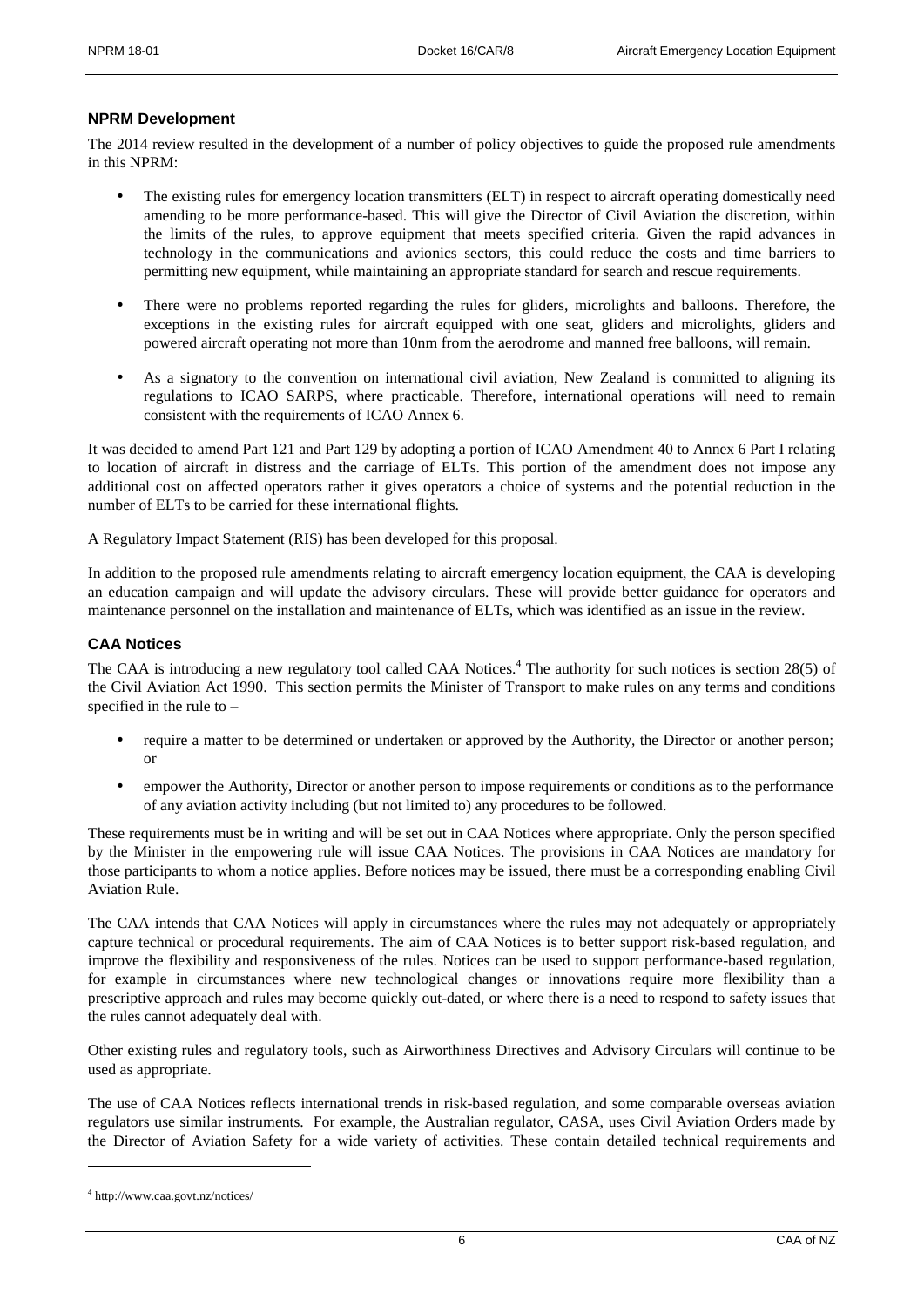## NPRM Development

The 2014 review resulted in the development of a number of policy objectives to guide the proposed rule amendments in this NPRM:

- The existing rules for emergency location transmitters (ELT) in respect to aircraft operating domestically need amending to be more performance-based. This will give the Director of Civil Aviation the discretion, within the limits of the rules, to approve equipment that meets specified criteria. Given the rapid advances in technology in the communications and avionics sectors, this could reduce the costs and time barriers to permitting new equipment, while maintaining an appropriate standard for search and rescue requirements.
- There were no problems reported regarding the rules for gliders, microlights and balloons. Therefore, the exceptions in the existing rules for aircraft equipped with one seat, gliders and microlights, gliders and powered aircraft operating not more than 10nm from the aerodrome and manned free balloons, will remain.
- As a signatory to the convention on international civil aviation, New Zealand is committed to aligning its regulations to ICAO SARPS, where practicable. Therefore, international operations will need to remain consistent with the requirements of ICAO Annex 6.

It was decided to amend Part 121 and Part 129 by adopting a portion of ICAO Amendment 40 to Annex 6 Part I relating to location of aircraft in distress and the carriage of ELTs. This portion of the amendment does not impose any additional cost on affected operators rather it gives operators a choice of systems and the potential reduction in the number of ELTs to be carried for these international flights.

A Regulatory Impact Statement (RIS) has been developed for this proposal.

In addition to the proposed rule amendments relating to aircraft emergency location equipment, the CAA is developing an education campaign and will update the advisory circulars. These will provide better guidance for operators and maintenance personnel on the installation and maintenance of ELTs, which was identified as an issue in the review.

## CAA Notices

The CAA is introducing a new regulatory tool called CAA Notices.[4] The authority for such notices is section 28(5) of the Civil Aviation Act 1990. This section permits the Minister of Transport to make rules on any terms and conditions specified in the rule to –

- require a matter to be determined or undertaken or approved by the Authority, the Director or another person; or
- empower the Authority, Director or another person to impose requirements or conditions as to the performance of any aviation activity including (but not limited to) any procedures to be followed.

These requirements must be in writing and will be set out in CAA Notices where appropriate. Only the person specified by the Minister in the empowering rule will issue CAA Notices. The provisions in CAA Notices are mandatory for those participants to whom a notice applies. Before notices may be issued, there must be a corresponding enabling Civil Aviation Rule.

The CAA intends that CAA Notices will apply in circumstances where the rules may not adequately or appropriately capture technical or procedural requirements. The aim of CAA Notices is to better support risk-based regulation, and improve the flexibility and responsiveness of the rules. Notices can be used to support performance-based regulation, for example in circumstances where new technological changes or innovations require more flexibility than a prescriptive approach and rules may become quickly out-dated, or where there is a need to respond to safety issues that the rules cannot adequately deal with.

Other existing rules and regulatory tools, such as Airworthiness Directives and Advisory Circulars will continue to be used as appropriate.

The use of CAA Notices reflects international trends in risk-based regulation, and some comparable overseas aviation regulators use similar instruments. For example, the Australian regulator, CASA, uses Civil Aviation Orders made by the Director of Aviation Safety for a wide variety of activities. These contain detailed technical requirements and

[4] http://www.caa.govt.nz/notices/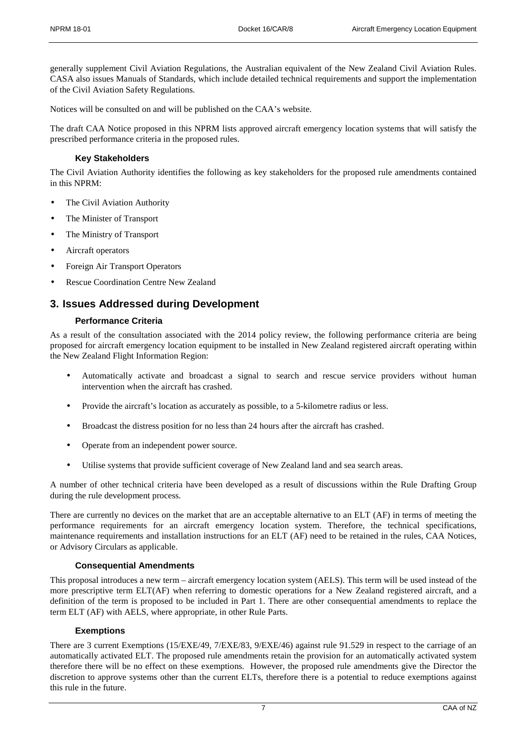generally supplement Civil Aviation Regulations, the Australian equivalent of the New Zealand Civil Aviation Rules. CASA also issues Manuals of Standards, which include detailed technical requirements and support the implementation of the Civil Aviation Safety Regulations.

Notices will be consulted on and will be published on the CAA's website.

The draft CAA Notice proposed in this NPRM lists approved aircraft emergency location systems that will satisfy the prescribed performance criteria in the proposed rules.

### Key Stakeholders

The Civil Aviation Authority identifies the following as key stakeholders for the proposed rule amendments contained in this NPRM:

- The Civil Aviation Authority
- The Minister of Transport
- The Ministry of Transport
- Aircraft operators
- Foreign Air Transport Operators
- Rescue Coordination Centre New Zealand

## 3. Issues Addressed during Development

### Performance Criteria

As a result of the consultation associated with the 2014 policy review, the following performance criteria are being proposed for aircraft emergency location equipment to be installed in New Zealand registered aircraft operating within the New Zealand Flight Information Region:

- Automatically activate and broadcast a signal to search and rescue service providers without human intervention when the aircraft has crashed.
- Provide the aircraft's location as accurately as possible, to a 5-kilometre radius or less.
- Broadcast the distress position for no less than 24 hours after the aircraft has crashed.
- Operate from an independent power source.
- Utilise systems that provide sufficient coverage of New Zealand land and sea search areas.

A number of other technical criteria have been developed as a result of discussions within the Rule Drafting Group during the rule development process.

There are currently no devices on the market that are an acceptable alternative to an ELT (AF) in terms of meeting the performance requirements for an aircraft emergency location system. Therefore, the technical specifications, maintenance requirements and installation instructions for an ELT (AF) need to be retained in the rules, CAA Notices, or Advisory Circulars as applicable.

### Consequential Amendments

This proposal introduces a new term – aircraft emergency location system (AELS). This term will be used instead of the more prescriptive term ELT(AF) when referring to domestic operations for a New Zealand registered aircraft, and a definition of the term is proposed to be included in Part 1. There are other consequential amendments to replace the term ELT (AF) with AELS, where appropriate, in other Rule Parts.

### Exemptions

There are 3 current Exemptions (15/EXE/49, 7/EXE/83, 9/EXE/46) against rule 91.529 in respect to the carriage of an automatically activated ELT. The proposed rule amendments retain the provision for an automatically activated system therefore there will be no effect on these exemptions. However, the proposed rule amendments give the Director the discretion to approve systems other than the current ELTs, therefore there is a potential to reduce exemptions against this rule in the future.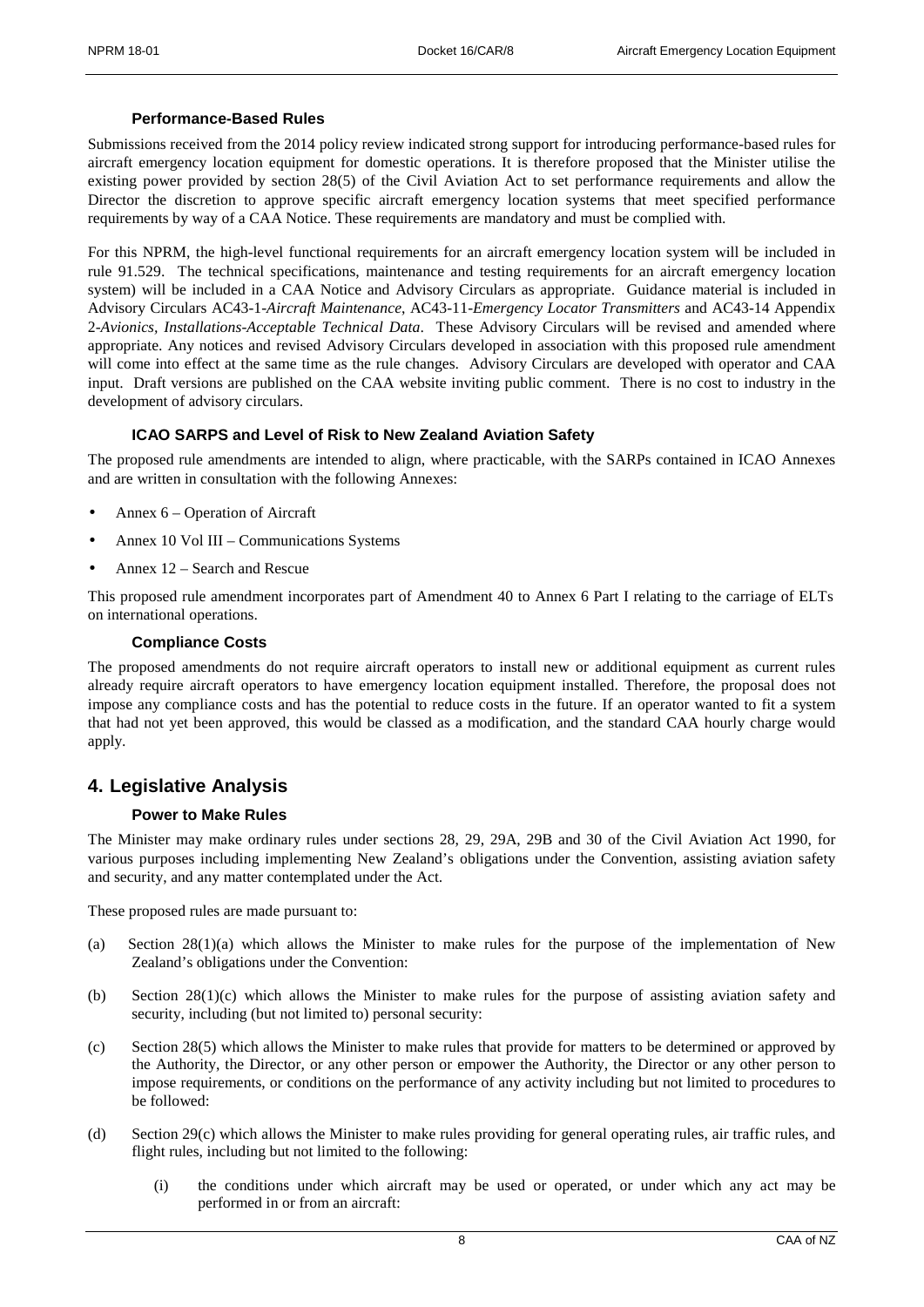### Performance-Based Rules

Submissions received from the 2014 policy review indicated strong support for introducing performance-based rules for aircraft emergency location equipment for domestic operations. It is therefore proposed that the Minister utilise the existing power provided by section 28(5) of the Civil Aviation Act to set performance requirements and allow the Director the discretion to approve specific aircraft emergency location systems that meet specified performance requirements by way of a CAA Notice. These requirements are mandatory and must be complied with.

For this NPRM, the high-level functional requirements for an aircraft emergency location system will be included in rule 91.529. The technical specifications, maintenance and testing requirements for an aircraft emergency location system) will be included in a CAA Notice and Advisory Circulars as appropriate. Guidance material is included in Advisory Circulars AC43-1-*Aircraft Maintenance*, AC43-11-*Emergency Locator Transmitters* and AC43-14 Appendix 2-*Avionics, Installations-Acceptable Technical Data*. These Advisory Circulars will be revised and amended where appropriate. Any notices and revised Advisory Circulars developed in association with this proposed rule amendment will come into effect at the same time as the rule changes. Advisory Circulars are developed with operator and CAA input. Draft versions are published on the CAA website inviting public comment. There is no cost to industry in the development of advisory circulars.

### ICAO SARPS and Level of Risk to New Zealand Aviation Safety

The proposed rule amendments are intended to align, where practicable, with the SARPs contained in ICAO Annexes and are written in consultation with the following Annexes:

- Annex 6 – Operation of Aircraft
- Annex 10 Vol III – Communications Systems
- Annex 12 – Search and Rescue

This proposed rule amendment incorporates part of Amendment 40 to Annex 6 Part I relating to the carriage of ELTs on international operations.

### Compliance Costs

The proposed amendments do not require aircraft operators to install new or additional equipment as current rules already require aircraft operators to have emergency location equipment installed. Therefore, the proposal does not impose any compliance costs and has the potential to reduce costs in the future. If an operator wanted to fit a system that had not yet been approved, this would be classed as a modification, and the standard CAA hourly charge would apply.

## 4. Legislative Analysis

### Power to Make Rules

The Minister may make ordinary rules under sections 28, 29, 29A, 29B and 30 of the Civil Aviation Act 1990, for various purposes including implementing New Zealand's obligations under the Convention, assisting aviation safety and security, and any matter contemplated under the Act.

These proposed rules are made pursuant to:

(a) Section 28(1)(a) which allows the Minister to make rules for the purpose of the implementation of New Zealand's obligations under the Convention:

(b) Section 28(1)(c) which allows the Minister to make rules for the purpose of assisting aviation safety and security, including (but not limited to) personal security:

(c) Section 28(5) which allows the Minister to make rules that provide for matters to be determined or approved by the Authority, the Director, or any other person or empower the Authority, the Director or any other person to impose requirements, or conditions on the performance of any activity including but not limited to procedures to be followed:

(d) Section 29(c) which allows the Minister to make rules providing for general operating rules, air traffic rules, and flight rules, including but not limited to the following:

   (i) the conditions under which aircraft may be used or operated, or under which any act may be performed in or from an aircraft: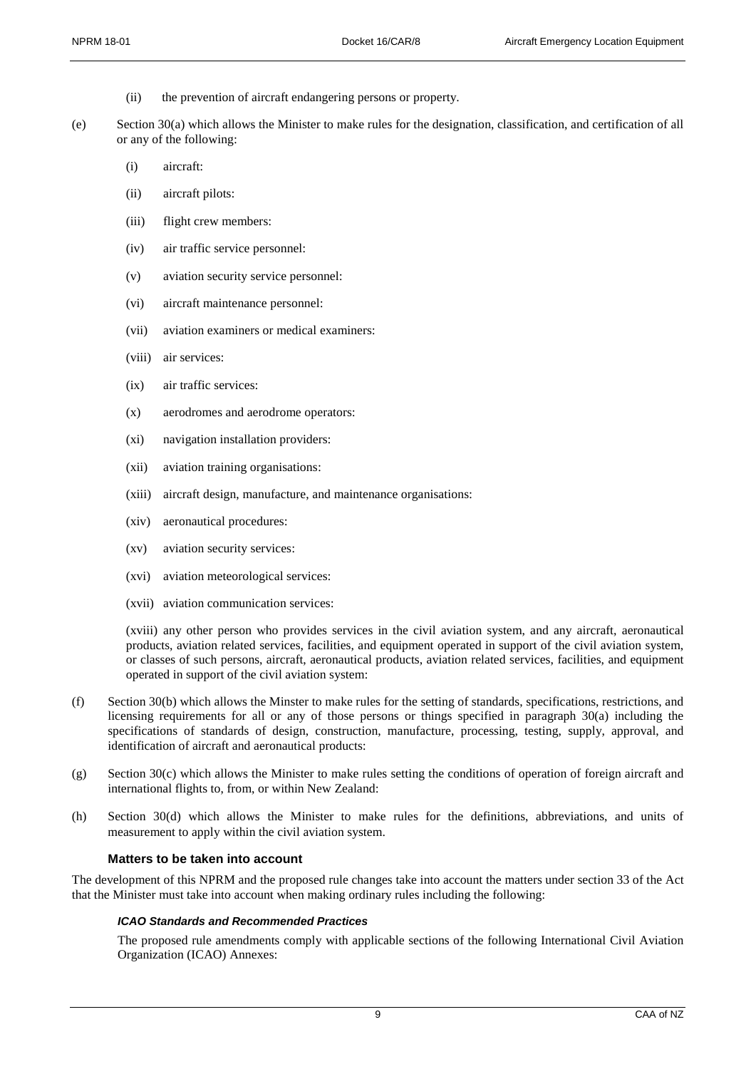(ii) the prevention of aircraft endangering persons or property.

(e) Section 30(a) which allows the Minister to make rules for the designation, classification, and certification of all or any of the following:

(i) aircraft:

(ii) aircraft pilots:

(iii) flight crew members:

(iv) air traffic service personnel:

(v) aviation security service personnel:

(vi) aircraft maintenance personnel:

(vii) aviation examiners or medical examiners:

(viii) air services:

(ix) air traffic services:

(x) aerodromes and aerodrome operators:

(xi) navigation installation providers:

(xii) aviation training organisations:

(xiii) aircraft design, manufacture, and maintenance organisations:

(xiv) aeronautical procedures:

(xv) aviation security services:

(xvi) aviation meteorological services:

(xvii) aviation communication services:

(xviii) any other person who provides services in the civil aviation system, and any aircraft, aeronautical products, aviation related services, facilities, and equipment operated in support of the civil aviation system, or classes of such persons, aircraft, aeronautical products, aviation related services, facilities, and equipment operated in support of the civil aviation system:

(f) Section 30(b) which allows the Minster to make rules for the setting of standards, specifications, restrictions, and licensing requirements for all or any of those persons or things specified in paragraph 30(a) including the specifications of standards of design, construction, manufacture, processing, testing, supply, approval, and identification of aircraft and aeronautical products:

(g) Section 30(c) which allows the Minister to make rules setting the conditions of operation of foreign aircraft and international flights to, from, or within New Zealand:

(h) Section 30(d) which allows the Minister to make rules for the definitions, abbreviations, and units of measurement to apply within the civil aviation system.

### Matters to be taken into account

The development of this NPRM and the proposed rule changes take into account the matters under section 33 of the Act that the Minister must take into account when making ordinary rules including the following:

#### *ICAO Standards and Recommended Practices*

The proposed rule amendments comply with applicable sections of the following International Civil Aviation Organization (ICAO) Annexes: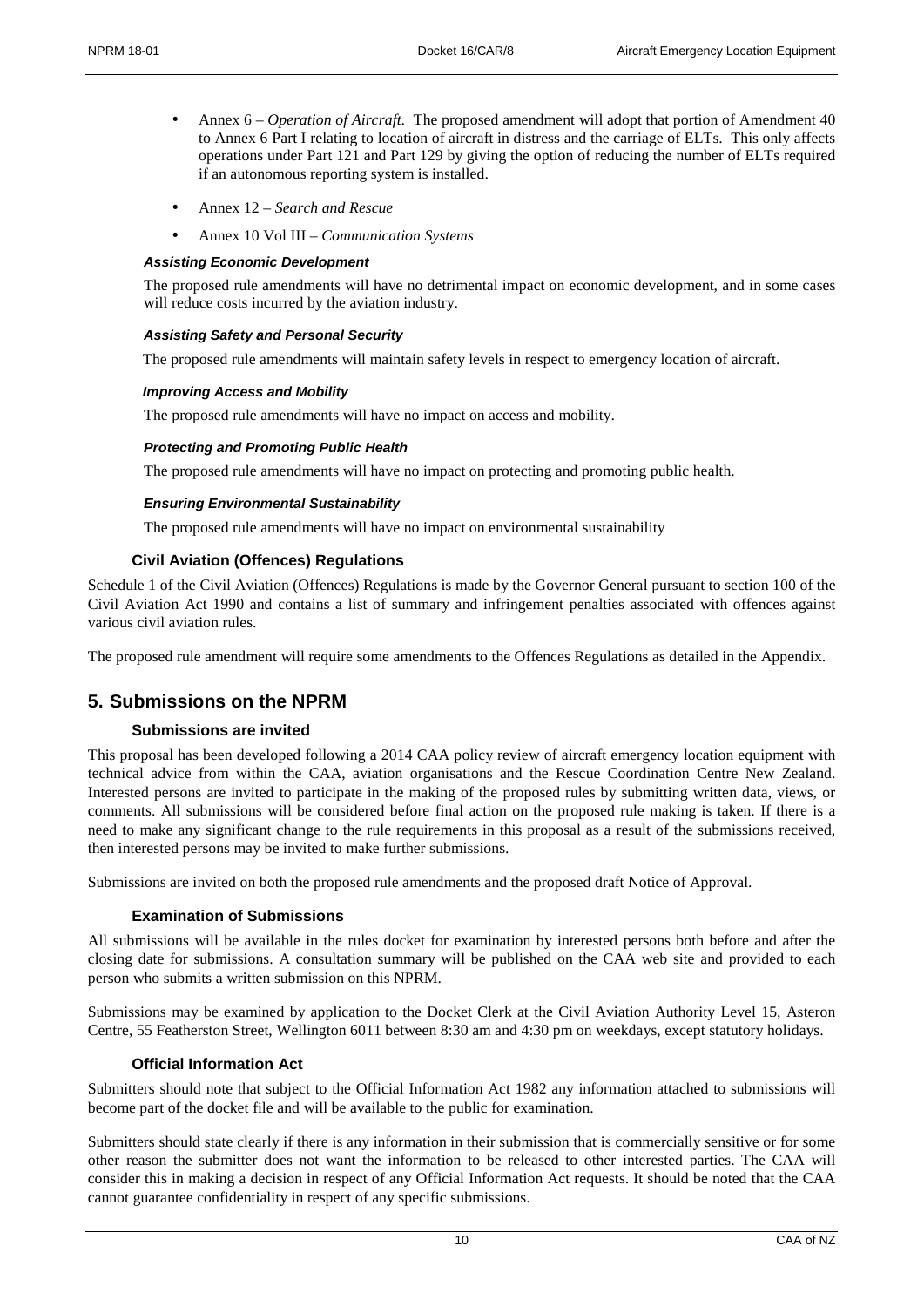- Annex 6 – *Operation of Aircraft*. The proposed amendment will adopt that portion of Amendment 40 to Annex 6 Part I relating to location of aircraft in distress and the carriage of ELTs. This only affects operations under Part 121 and Part 129 by giving the option of reducing the number of ELTs required if an autonomous reporting system is installed.
- Annex 12 – *Search and Rescue*
- Annex 10 Vol III – *Communication Systems*

#### *Assisting Economic Development*

The proposed rule amendments will have no detrimental impact on economic development, and in some cases will reduce costs incurred by the aviation industry.

#### *Assisting Safety and Personal Security*

The proposed rule amendments will maintain safety levels in respect to emergency location of aircraft.

#### *Improving Access and Mobility*

The proposed rule amendments will have no impact on access and mobility.

#### *Protecting and Promoting Public Health*

The proposed rule amendments will have no impact on protecting and promoting public health.

#### *Ensuring Environmental Sustainability*

The proposed rule amendments will have no impact on environmental sustainability

### Civil Aviation (Offences) Regulations

Schedule 1 of the Civil Aviation (Offences) Regulations is made by the Governor General pursuant to section 100 of the Civil Aviation Act 1990 and contains a list of summary and infringement penalties associated with offences against various civil aviation rules.

The proposed rule amendment will require some amendments to the Offences Regulations as detailed in the Appendix.

## 5. Submissions on the NPRM

### Submissions are invited

This proposal has been developed following a 2014 CAA policy review of aircraft emergency location equipment with technical advice from within the CAA, aviation organisations and the Rescue Coordination Centre New Zealand. Interested persons are invited to participate in the making of the proposed rules by submitting written data, views, or comments. All submissions will be considered before final action on the proposed rule making is taken. If there is a need to make any significant change to the rule requirements in this proposal as a result of the submissions received, then interested persons may be invited to make further submissions.

Submissions are invited on both the proposed rule amendments and the proposed draft Notice of Approval.

### Examination of Submissions

All submissions will be available in the rules docket for examination by interested persons both before and after the closing date for submissions. A consultation summary will be published on the CAA web site and provided to each person who submits a written submission on this NPRM.

Submissions may be examined by application to the Docket Clerk at the Civil Aviation Authority Level 15, Asteron Centre, 55 Featherston Street, Wellington 6011 between 8:30 am and 4:30 pm on weekdays, except statutory holidays.

### Official Information Act

Submitters should note that subject to the Official Information Act 1982 any information attached to submissions will become part of the docket file and will be available to the public for examination.

Submitters should state clearly if there is any information in their submission that is commercially sensitive or for some other reason the submitter does not want the information to be released to other interested parties. The CAA will consider this in making a decision in respect of any Official Information Act requests. It should be noted that the CAA cannot guarantee confidentiality in respect of any specific submissions.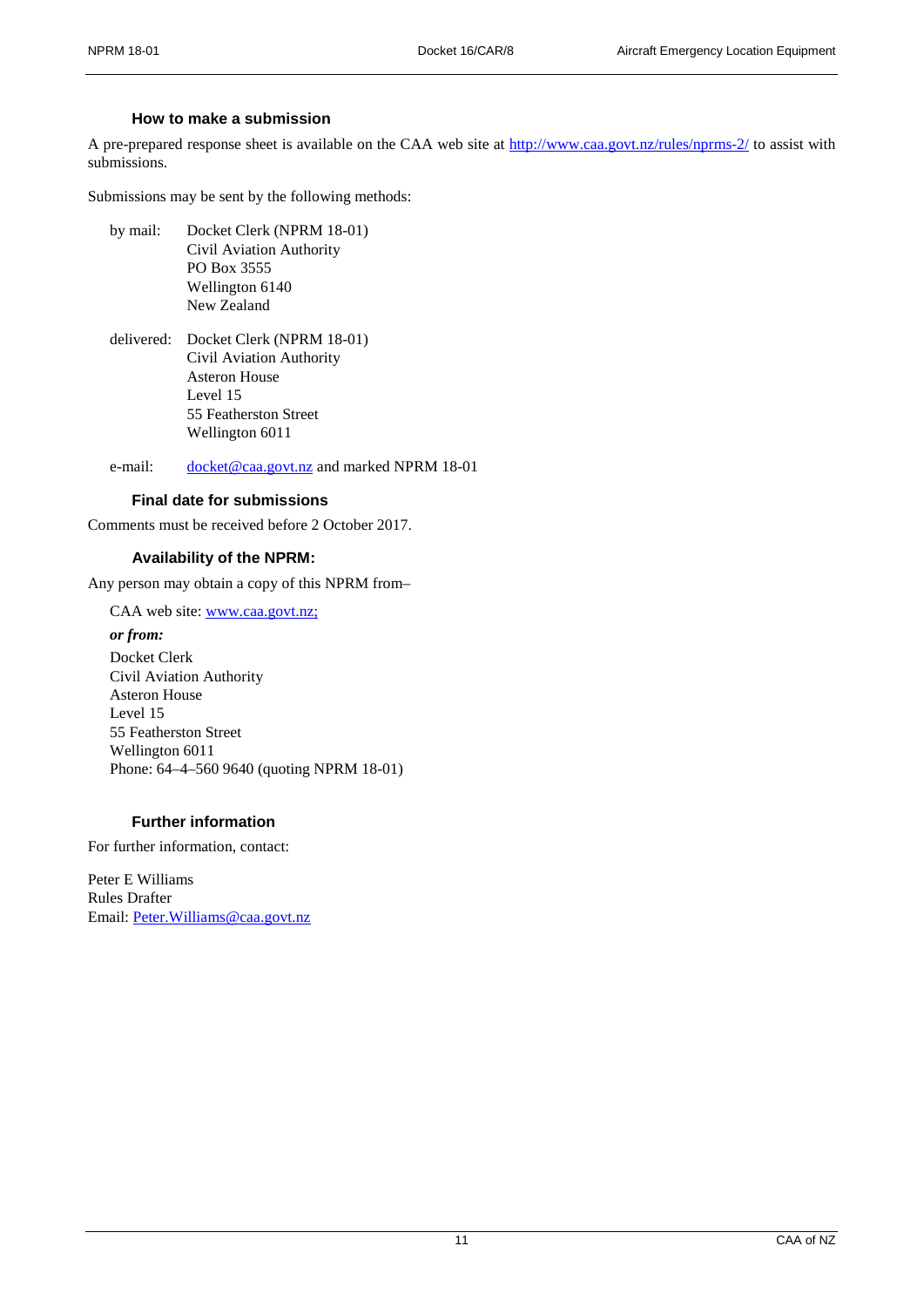### How to make a submission

A pre-prepared response sheet is available on the CAA web site at http://www.caa.govt.nz/rules/nprms-2/ to assist with submissions.

Submissions may be sent by the following methods:

by mail: Docket Clerk (NPRM 18-01)
Civil Aviation Authority
PO Box 3555
Wellington 6140
New Zealand

delivered: Docket Clerk (NPRM 18-01)
Civil Aviation Authority
Asteron House
Level 15
55 Featherston Street
Wellington 6011

e-mail: docket@caa.govt.nz and marked NPRM 18-01

### Final date for submissions

Comments must be received before 2 October 2017.

### Availability of the NPRM:

Any person may obtain a copy of this NPRM from–

CAA web site: www.caa.govt.nz;

***or from:***

Docket Clerk
Civil Aviation Authority
Asteron House
Level 15
55 Featherston Street
Wellington 6011
Phone: 64–4–560 9640 (quoting NPRM 18-01)

### Further information

For further information, contact:

Peter E Williams
Rules Drafter
Email: Peter.Williams@caa.govt.nz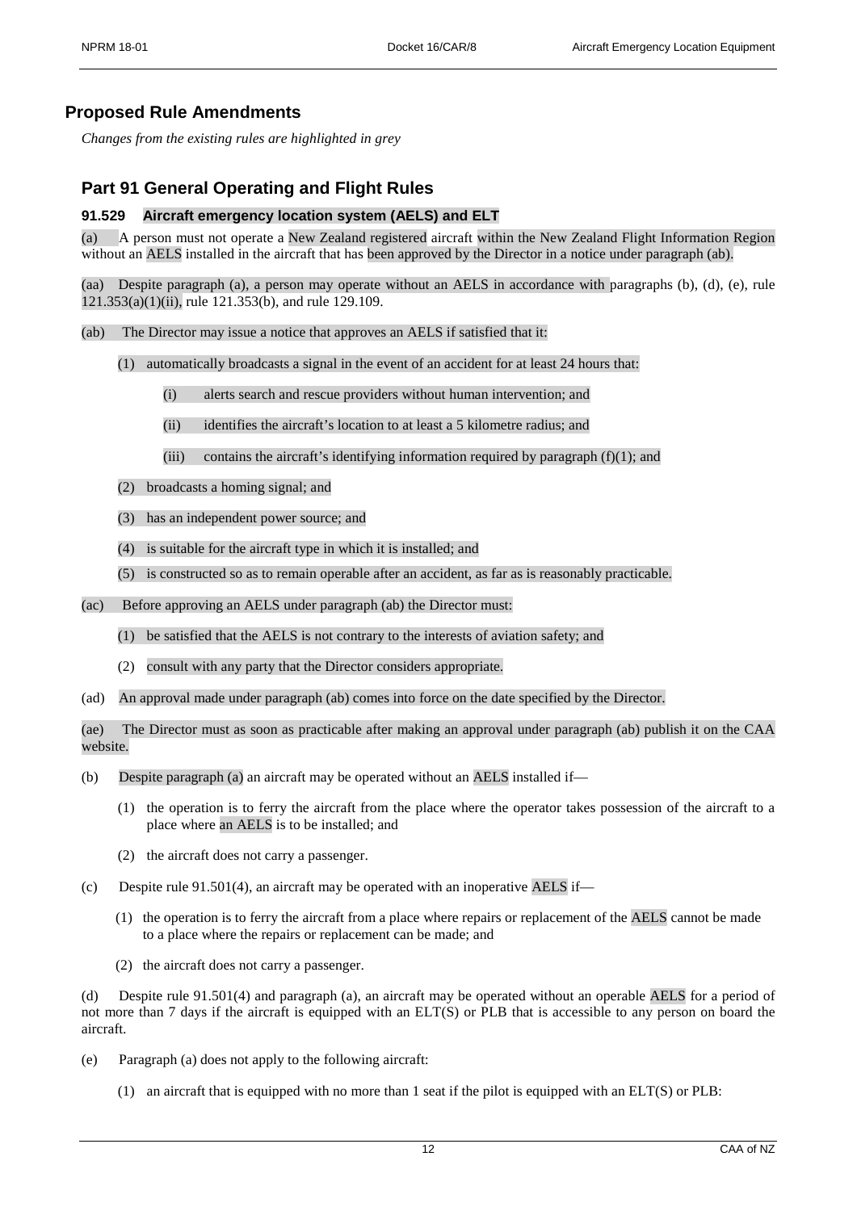## Proposed Rule Amendments

*Changes from the existing rules are highlighted in grey*

## Part 91 General Operating and Flight Rules

### 91.529 Aircraft emergency location system (AELS) and ELT

(a) A person must not operate a New Zealand registered aircraft within the New Zealand Flight Information Region without an AELS installed in the aircraft that has been approved by the Director in a notice under paragraph (ab).

(aa) Despite paragraph (a), a person may operate without an AELS in accordance with paragraphs (b), (d), (e), rule 121.353(a)(1)(ii), rule 121.353(b), and rule 129.109.

(ab) The Director may issue a notice that approves an AELS if satisfied that it:

- (1) automatically broadcasts a signal in the event of an accident for at least 24 hours that:
  - (i) alerts search and rescue providers without human intervention; and
  - (ii) identifies the aircraft's location to at least a 5 kilometre radius; and
  - (iii) contains the aircraft's identifying information required by paragraph (f)(1); and
- (2) broadcasts a homing signal; and
- (3) has an independent power source; and
- (4) is suitable for the aircraft type in which it is installed; and
- (5) is constructed so as to remain operable after an accident, as far as is reasonably practicable.

(ac) Before approving an AELS under paragraph (ab) the Director must:

- (1) be satisfied that the AELS is not contrary to the interests of aviation safety; and
- (2) consult with any party that the Director considers appropriate.

(ad) An approval made under paragraph (ab) comes into force on the date specified by the Director.

(ae) The Director must as soon as practicable after making an approval under paragraph (ab) publish it on the CAA website.

(b) Despite paragraph (a) an aircraft may be operated without an AELS installed if—

- (1) the operation is to ferry the aircraft from the place where the operator takes possession of the aircraft to a place where an AELS is to be installed; and
- (2) the aircraft does not carry a passenger.

(c) Despite rule 91.501(4), an aircraft may be operated with an inoperative AELS if—

- (1) the operation is to ferry the aircraft from a place where repairs or replacement of the AELS cannot be made to a place where the repairs or replacement can be made; and
- (2) the aircraft does not carry a passenger.

(d) Despite rule 91.501(4) and paragraph (a), an aircraft may be operated without an operable AELS for a period of not more than 7 days if the aircraft is equipped with an ELT(S) or PLB that is accessible to any person on board the aircraft.

(e) Paragraph (a) does not apply to the following aircraft:

- (1) an aircraft that is equipped with no more than 1 seat if the pilot is equipped with an ELT(S) or PLB: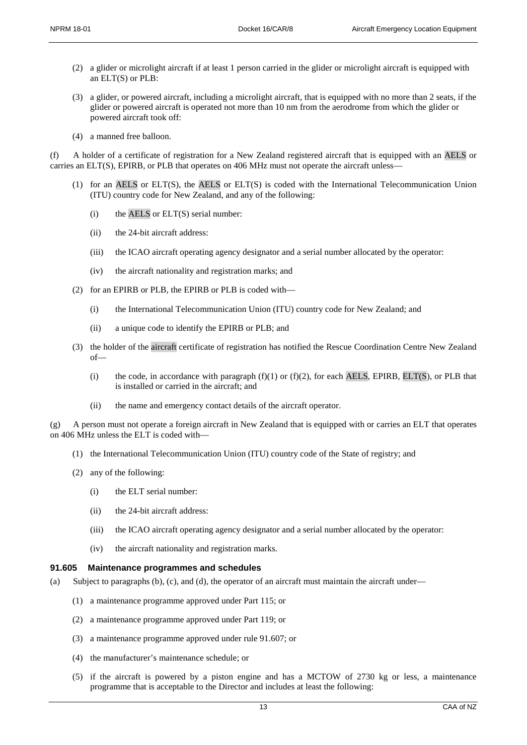(2) a glider or microlight aircraft if at least 1 person carried in the glider or microlight aircraft is equipped with an ELT(S) or PLB:

(3) a glider, or powered aircraft, including a microlight aircraft, that is equipped with no more than 2 seats, if the glider or powered aircraft is operated not more than 10 nm from the aerodrome from which the glider or powered aircraft took off:

(4) a manned free balloon.

(f) A holder of a certificate of registration for a New Zealand registered aircraft that is equipped with an AELS or carries an ELT(S), EPIRB, or PLB that operates on 406 MHz must not operate the aircraft unless—

(1) for an AELS or ELT(S), the AELS or ELT(S) is coded with the International Telecommunication Union (ITU) country code for New Zealand, and any of the following:

(i) the AELS or ELT(S) serial number:

(ii) the 24-bit aircraft address:

(iii) the ICAO aircraft operating agency designator and a serial number allocated by the operator:

(iv) the aircraft nationality and registration marks; and

(2) for an EPIRB or PLB, the EPIRB or PLB is coded with—

(i) the International Telecommunication Union (ITU) country code for New Zealand; and

(ii) a unique code to identify the EPIRB or PLB; and

(3) the holder of the aircraft certificate of registration has notified the Rescue Coordination Centre New Zealand of—

(i) the code, in accordance with paragraph (f)(1) or (f)(2), for each AELS, EPIRB, ELT(S), or PLB that is installed or carried in the aircraft; and

(ii) the name and emergency contact details of the aircraft operator.

(g) A person must not operate a foreign aircraft in New Zealand that is equipped with or carries an ELT that operates on 406 MHz unless the ELT is coded with—

(1) the International Telecommunication Union (ITU) country code of the State of registry; and

(2) any of the following:

(i) the ELT serial number:

(ii) the 24-bit aircraft address:

(iii) the ICAO aircraft operating agency designator and a serial number allocated by the operator:

(iv) the aircraft nationality and registration marks.

### 91.605 Maintenance programmes and schedules

(a) Subject to paragraphs (b), (c), and (d), the operator of an aircraft must maintain the aircraft under—

(1) a maintenance programme approved under Part 115; or

(2) a maintenance programme approved under Part 119; or

(3) a maintenance programme approved under rule 91.607; or

(4) the manufacturer's maintenance schedule; or

(5) if the aircraft is powered by a piston engine and has a MCTOW of 2730 kg or less, a maintenance programme that is acceptable to the Director and includes at least the following: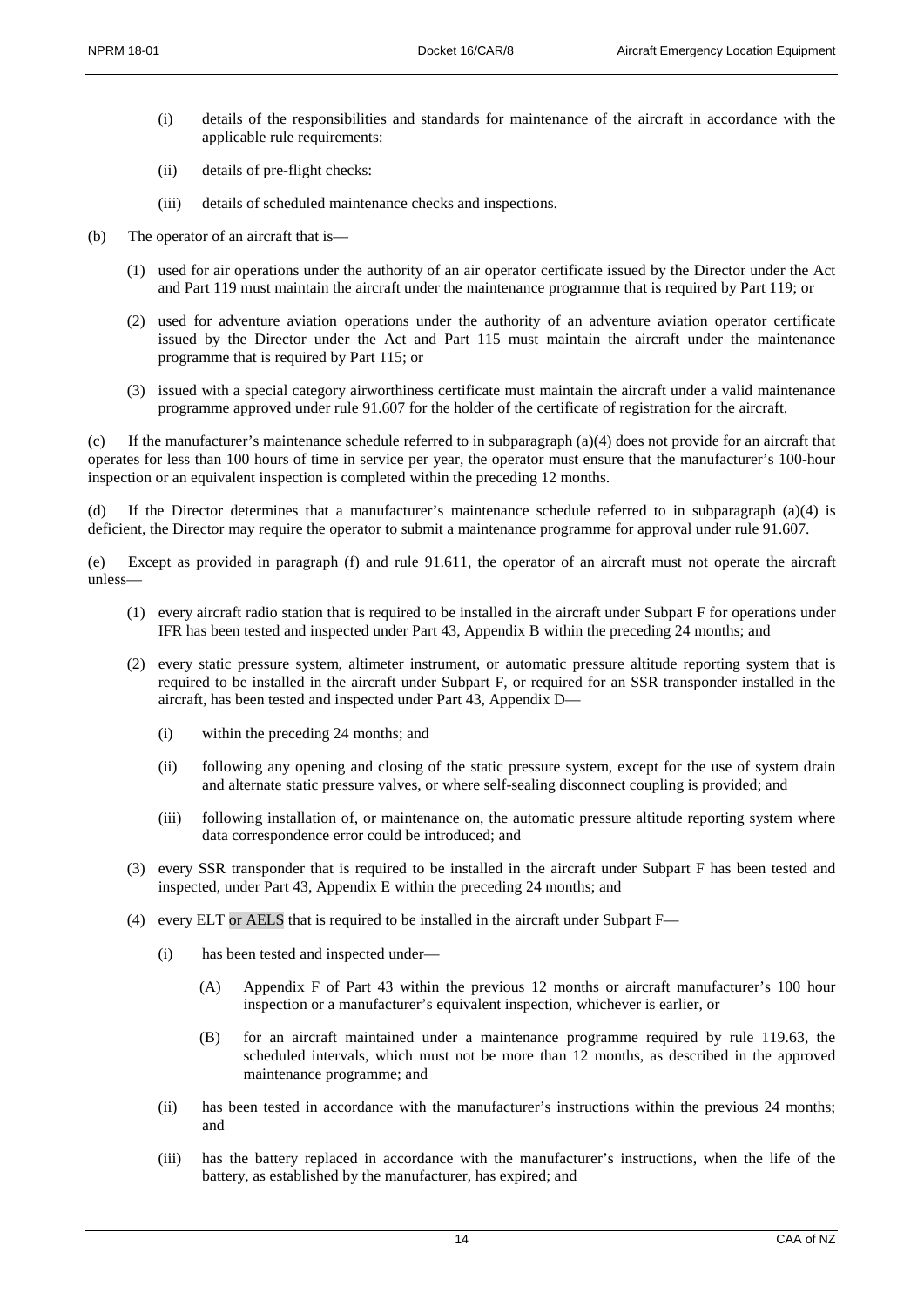(i) details of the responsibilities and standards for maintenance of the aircraft in accordance with the applicable rule requirements:

(ii) details of pre-flight checks:

(iii) details of scheduled maintenance checks and inspections.

(b) The operator of an aircraft that is—

(1) used for air operations under the authority of an air operator certificate issued by the Director under the Act and Part 119 must maintain the aircraft under the maintenance programme that is required by Part 119; or

(2) used for adventure aviation operations under the authority of an adventure aviation operator certificate issued by the Director under the Act and Part 115 must maintain the aircraft under the maintenance programme that is required by Part 115; or

(3) issued with a special category airworthiness certificate must maintain the aircraft under a valid maintenance programme approved under rule 91.607 for the holder of the certificate of registration for the aircraft.

(c) If the manufacturer's maintenance schedule referred to in subparagraph (a)(4) does not provide for an aircraft that operates for less than 100 hours of time in service per year, the operator must ensure that the manufacturer's 100-hour inspection or an equivalent inspection is completed within the preceding 12 months.

(d) If the Director determines that a manufacturer's maintenance schedule referred to in subparagraph (a)(4) is deficient, the Director may require the operator to submit a maintenance programme for approval under rule 91.607.

(e) Except as provided in paragraph (f) and rule 91.611, the operator of an aircraft must not operate the aircraft unless—

(1) every aircraft radio station that is required to be installed in the aircraft under Subpart F for operations under IFR has been tested and inspected under Part 43, Appendix B within the preceding 24 months; and

(2) every static pressure system, altimeter instrument, or automatic pressure altitude reporting system that is required to be installed in the aircraft under Subpart F, or required for an SSR transponder installed in the aircraft, has been tested and inspected under Part 43, Appendix D—

(i) within the preceding 24 months; and

(ii) following any opening and closing of the static pressure system, except for the use of system drain and alternate static pressure valves, or where self-sealing disconnect coupling is provided; and

(iii) following installation of, or maintenance on, the automatic pressure altitude reporting system where data correspondence error could be introduced; and

(3) every SSR transponder that is required to be installed in the aircraft under Subpart F has been tested and inspected, under Part 43, Appendix E within the preceding 24 months; and

(4) every ELT or AELS that is required to be installed in the aircraft under Subpart F—

(i) has been tested and inspected under—

(A) Appendix F of Part 43 within the previous 12 months or aircraft manufacturer's 100 hour inspection or a manufacturer's equivalent inspection, whichever is earlier, or

(B) for an aircraft maintained under a maintenance programme required by rule 119.63, the scheduled intervals, which must not be more than 12 months, as described in the approved maintenance programme; and

(ii) has been tested in accordance with the manufacturer's instructions within the previous 24 months; and

(iii) has the battery replaced in accordance with the manufacturer's instructions, when the life of the battery, as established by the manufacturer, has expired; and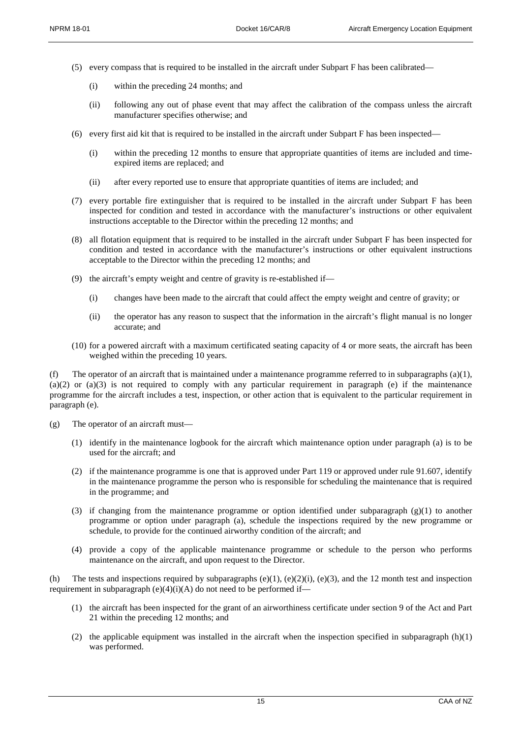(5) every compass that is required to be installed in the aircraft under Subpart F has been calibrated—

  (i) within the preceding 24 months; and

  (ii) following any out of phase event that may affect the calibration of the compass unless the aircraft manufacturer specifies otherwise; and

(6) every first aid kit that is required to be installed in the aircraft under Subpart F has been inspected—

  (i) within the preceding 12 months to ensure that appropriate quantities of items are included and time-expired items are replaced; and

  (ii) after every reported use to ensure that appropriate quantities of items are included; and

(7) every portable fire extinguisher that is required to be installed in the aircraft under Subpart F has been inspected for condition and tested in accordance with the manufacturer's instructions or other equivalent instructions acceptable to the Director within the preceding 12 months; and

(8) all flotation equipment that is required to be installed in the aircraft under Subpart F has been inspected for condition and tested in accordance with the manufacturer's instructions or other equivalent instructions acceptable to the Director within the preceding 12 months; and

(9) the aircraft's empty weight and centre of gravity is re-established if—

  (i) changes have been made to the aircraft that could affect the empty weight and centre of gravity; or

  (ii) the operator has any reason to suspect that the information in the aircraft's flight manual is no longer accurate; and

(10) for a powered aircraft with a maximum certificated seating capacity of 4 or more seats, the aircraft has been weighed within the preceding 10 years.

(f) The operator of an aircraft that is maintained under a maintenance programme referred to in subparagraphs (a)(1), (a)(2) or (a)(3) is not required to comply with any particular requirement in paragraph (e) if the maintenance programme for the aircraft includes a test, inspection, or other action that is equivalent to the particular requirement in paragraph (e).

(g) The operator of an aircraft must—

(1) identify in the maintenance logbook for the aircraft which maintenance option under paragraph (a) is to be used for the aircraft; and

(2) if the maintenance programme is one that is approved under Part 119 or approved under rule 91.607, identify in the maintenance programme the person who is responsible for scheduling the maintenance that is required in the programme; and

(3) if changing from the maintenance programme or option identified under subparagraph (g)(1) to another programme or option under paragraph (a), schedule the inspections required by the new programme or schedule, to provide for the continued airworthy condition of the aircraft; and

(4) provide a copy of the applicable maintenance programme or schedule to the person who performs maintenance on the aircraft, and upon request to the Director.

(h) The tests and inspections required by subparagraphs (e)(1), (e)(2)(i), (e)(3), and the 12 month test and inspection requirement in subparagraph (e)(4)(i)(A) do not need to be performed if—

(1) the aircraft has been inspected for the grant of an airworthiness certificate under section 9 of the Act and Part 21 within the preceding 12 months; and

(2) the applicable equipment was installed in the aircraft when the inspection specified in subparagraph (h)(1) was performed.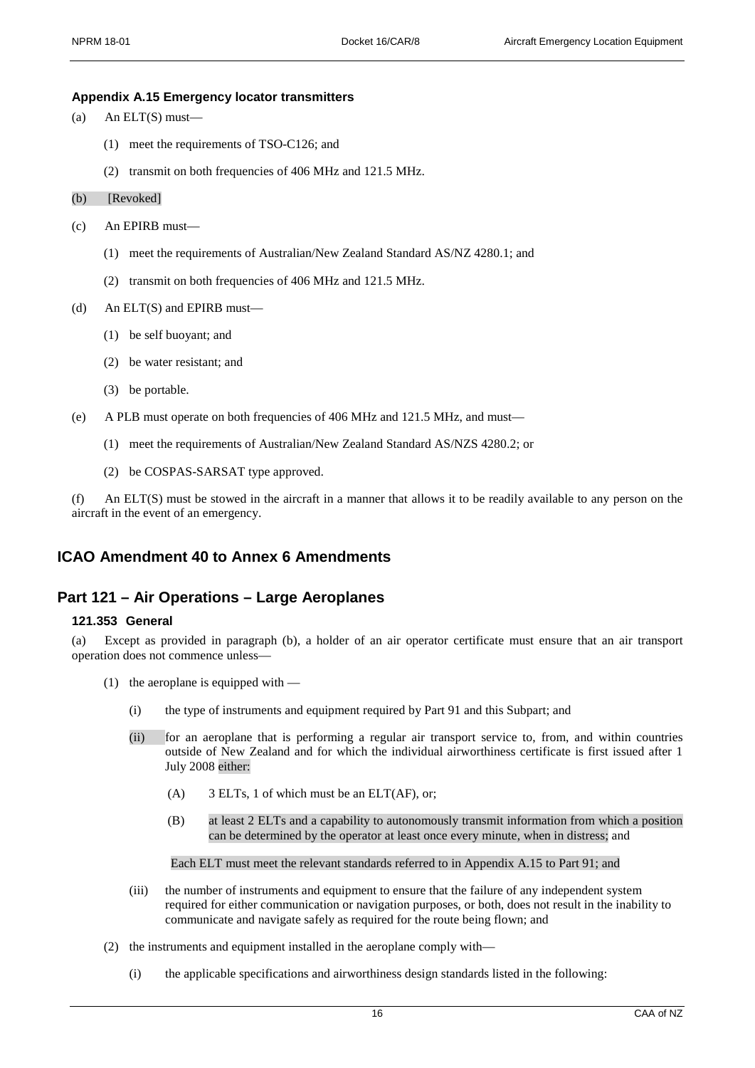### Appendix A.15 Emergency locator transmitters

(a) An ELT(S) must—

(1) meet the requirements of TSO-C126; and

(2) transmit on both frequencies of 406 MHz and 121.5 MHz.

(b) [Revoked]

(c) An EPIRB must—

(1) meet the requirements of Australian/New Zealand Standard AS/NZ 4280.1; and

(2) transmit on both frequencies of 406 MHz and 121.5 MHz.

(d) An ELT(S) and EPIRB must—

(1) be self buoyant; and

(2) be water resistant; and

(3) be portable.

(e) A PLB must operate on both frequencies of 406 MHz and 121.5 MHz, and must—

(1) meet the requirements of Australian/New Zealand Standard AS/NZS 4280.2; or

(2) be COSPAS-SARSAT type approved.

(f) An ELT(S) must be stowed in the aircraft in a manner that allows it to be readily available to any person on the aircraft in the event of an emergency.

## ICAO Amendment 40 to Annex 6 Amendments

## Part 121 – Air Operations – Large Aeroplanes

### 121.353 General

(a) Except as provided in paragraph (b), a holder of an air operator certificate must ensure that an air transport operation does not commence unless—

(1) the aeroplane is equipped with —

(i) the type of instruments and equipment required by Part 91 and this Subpart; and

(ii) for an aeroplane that is performing a regular air transport service to, from, and within countries outside of New Zealand and for which the individual airworthiness certificate is first issued after 1 July 2008 either:

(A) 3 ELTs, 1 of which must be an ELT(AF), or;

(B) at least 2 ELTs and a capability to autonomously transmit information from which a position can be determined by the operator at least once every minute, when in distress; and

Each ELT must meet the relevant standards referred to in Appendix A.15 to Part 91; and

(iii) the number of instruments and equipment to ensure that the failure of any independent system required for either communication or navigation purposes, or both, does not result in the inability to communicate and navigate safely as required for the route being flown; and

(2) the instruments and equipment installed in the aeroplane comply with—

(i) the applicable specifications and airworthiness design standards listed in the following: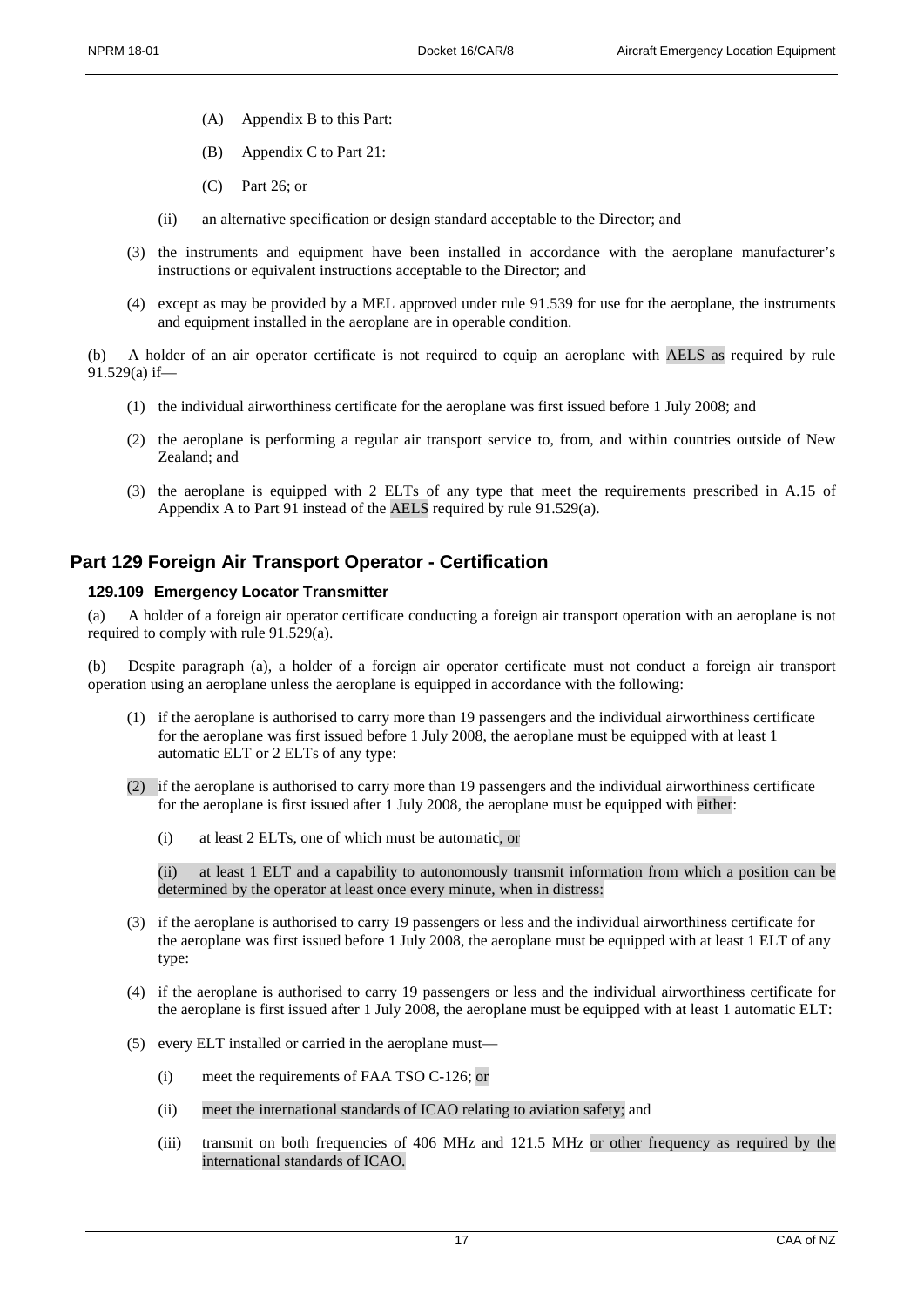(A) Appendix B to this Part:

(B) Appendix C to Part 21:

(C) Part 26; or

(ii) an alternative specification or design standard acceptable to the Director; and

(3) the instruments and equipment have been installed in accordance with the aeroplane manufacturer's instructions or equivalent instructions acceptable to the Director; and

(4) except as may be provided by a MEL approved under rule 91.539 for use for the aeroplane, the instruments and equipment installed in the aeroplane are in operable condition.

(b) A holder of an air operator certificate is not required to equip an aeroplane with AELS as required by rule 91.529(a) if—

(1) the individual airworthiness certificate for the aeroplane was first issued before 1 July 2008; and

(2) the aeroplane is performing a regular air transport service to, from, and within countries outside of New Zealand; and

(3) the aeroplane is equipped with 2 ELTs of any type that meet the requirements prescribed in A.15 of Appendix A to Part 91 instead of the AELS required by rule 91.529(a).

## Part 129 Foreign Air Transport Operator - Certification

### 129.109 Emergency Locator Transmitter

(a) A holder of a foreign air operator certificate conducting a foreign air transport operation with an aeroplane is not required to comply with rule 91.529(a).

(b) Despite paragraph (a), a holder of a foreign air operator certificate must not conduct a foreign air transport operation using an aeroplane unless the aeroplane is equipped in accordance with the following:

(1) if the aeroplane is authorised to carry more than 19 passengers and the individual airworthiness certificate for the aeroplane was first issued before 1 July 2008, the aeroplane must be equipped with at least 1 automatic ELT or 2 ELTs of any type:

(2) if the aeroplane is authorised to carry more than 19 passengers and the individual airworthiness certificate for the aeroplane is first issued after 1 July 2008, the aeroplane must be equipped with either:

(i) at least 2 ELTs, one of which must be automatic, or

(ii) at least 1 ELT and a capability to autonomously transmit information from which a position can be determined by the operator at least once every minute, when in distress:

(3) if the aeroplane is authorised to carry 19 passengers or less and the individual airworthiness certificate for the aeroplane was first issued before 1 July 2008, the aeroplane must be equipped with at least 1 ELT of any type:

(4) if the aeroplane is authorised to carry 19 passengers or less and the individual airworthiness certificate for the aeroplane is first issued after 1 July 2008, the aeroplane must be equipped with at least 1 automatic ELT:

(5) every ELT installed or carried in the aeroplane must—

(i) meet the requirements of FAA TSO C-126; or

(ii) meet the international standards of ICAO relating to aviation safety; and

(iii) transmit on both frequencies of 406 MHz and 121.5 MHz or other frequency as required by the international standards of ICAO.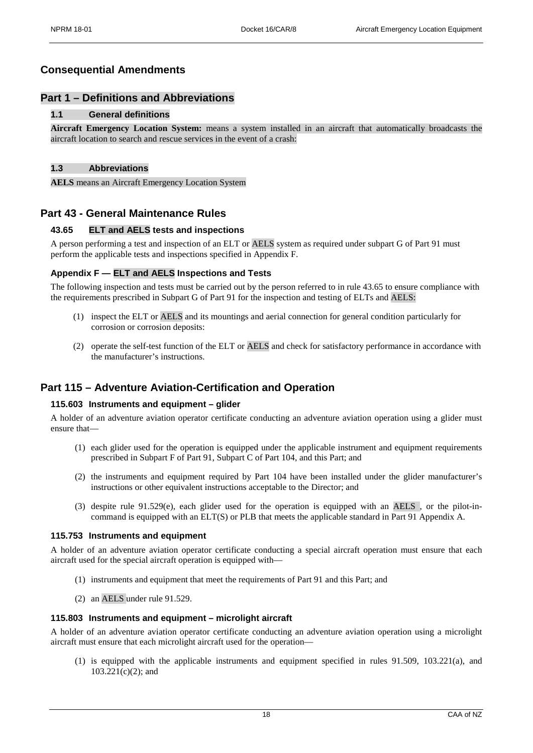## Consequential Amendments

## Part 1 – Definitions and Abbreviations

### 1.1 General definitions

**Aircraft Emergency Location System:** means a system installed in an aircraft that automatically broadcasts the aircraft location to search and rescue services in the event of a crash:

### 1.3 Abbreviations

**AELS** means an Aircraft Emergency Location System

## Part 43 - General Maintenance Rules

### 43.65 ELT and AELS tests and inspections

A person performing a test and inspection of an ELT or AELS system as required under subpart G of Part 91 must perform the applicable tests and inspections specified in Appendix F.

### Appendix F — ELT and AELS Inspections and Tests

The following inspection and tests must be carried out by the person referred to in rule 43.65 to ensure compliance with the requirements prescribed in Subpart G of Part 91 for the inspection and testing of ELTs and AELS:

(1) inspect the ELT or AELS and its mountings and aerial connection for general condition particularly for corrosion or corrosion deposits:

(2) operate the self-test function of the ELT or AELS and check for satisfactory performance in accordance with the manufacturer's instructions.

## Part 115 – Adventure Aviation-Certification and Operation

### 115.603 Instruments and equipment – glider

A holder of an adventure aviation operator certificate conducting an adventure aviation operation using a glider must ensure that—

(1) each glider used for the operation is equipped under the applicable instrument and equipment requirements prescribed in Subpart F of Part 91, Subpart C of Part 104, and this Part; and

(2) the instruments and equipment required by Part 104 have been installed under the glider manufacturer's instructions or other equivalent instructions acceptable to the Director; and

(3) despite rule 91.529(e), each glider used for the operation is equipped with an AELS , or the pilot-in-command is equipped with an ELT(S) or PLB that meets the applicable standard in Part 91 Appendix A.

### 115.753 Instruments and equipment

A holder of an adventure aviation operator certificate conducting a special aircraft operation must ensure that each aircraft used for the special aircraft operation is equipped with—

(1) instruments and equipment that meet the requirements of Part 91 and this Part; and

(2) an AELS under rule 91.529.

### 115.803 Instruments and equipment – microlight aircraft

A holder of an adventure aviation operator certificate conducting an adventure aviation operation using a microlight aircraft must ensure that each microlight aircraft used for the operation—

(1) is equipped with the applicable instruments and equipment specified in rules 91.509, 103.221(a), and 103.221(c)(2); and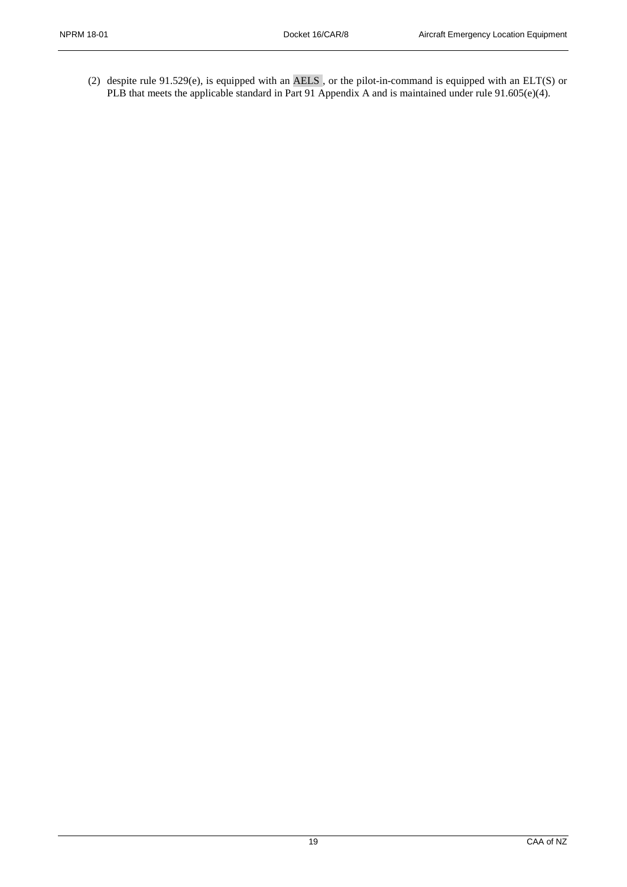(2) despite rule 91.529(e), is equipped with an AELS , or the pilot-in-command is equipped with an ELT(S) or PLB that meets the applicable standard in Part 91 Appendix A and is maintained under rule 91.605(e)(4).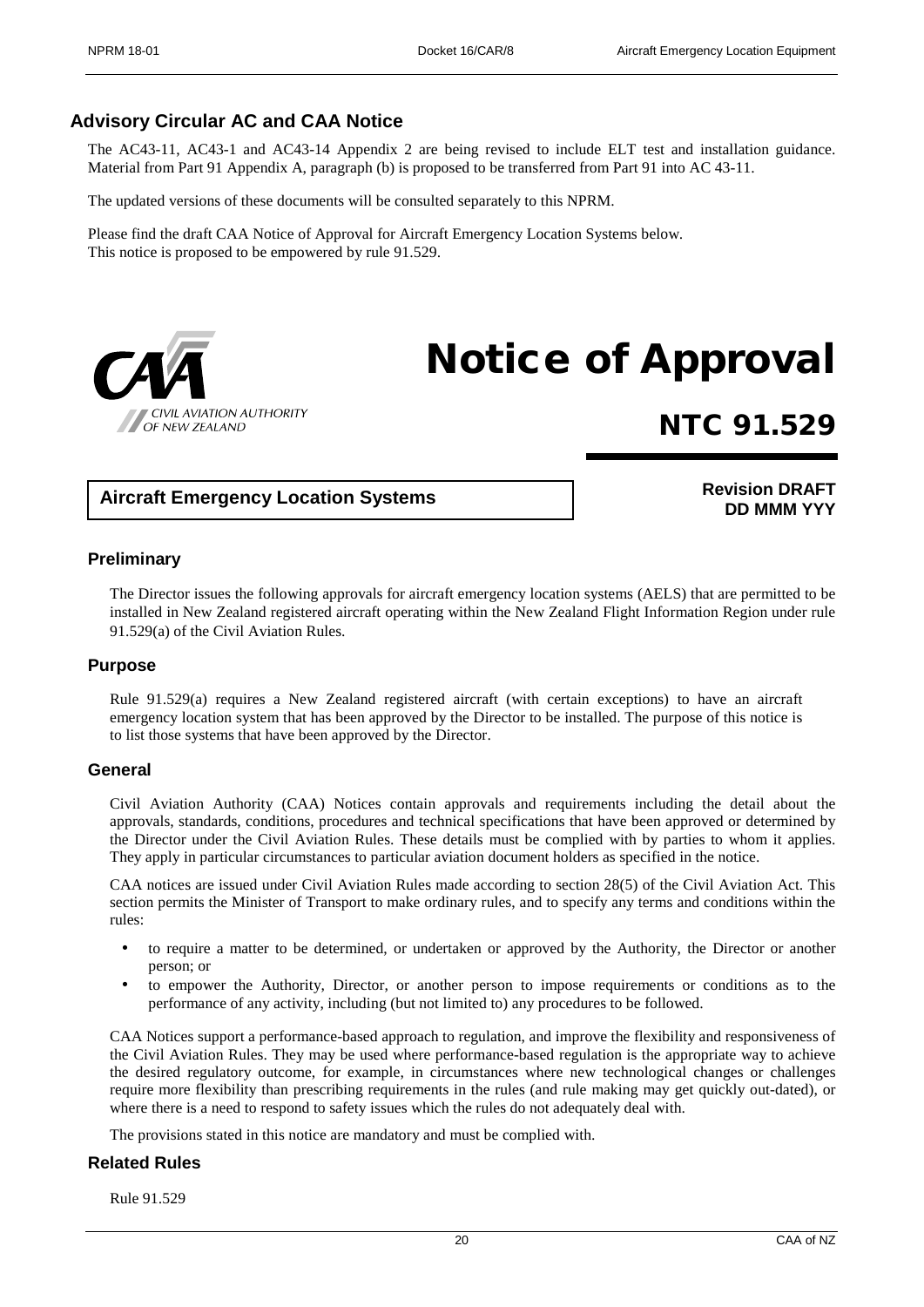## Advisory Circular AC and CAA Notice

The AC43-11, AC43-1 and AC43-14 Appendix 2 are being revised to include ELT test and installation guidance. Material from Part 91 Appendix A, paragraph (b) is proposed to be transferred from Part 91 into AC 43-11.

The updated versions of these documents will be consulted separately to this NPRM.

Please find the draft CAA Notice of Approval for Aircraft Emergency Location Systems below.
This notice is proposed to be empowered by rule 91.529.

CAA
CIVIL AVIATION AUTHORITY
OF NEW ZEALAND

# Notice of Approval

## NTC 91.529

**Aircraft Emergency Location Systems**

**Revision DRAFT**
**DD MMM YYY**

### Preliminary

The Director issues the following approvals for aircraft emergency location systems (AELS) that are permitted to be installed in New Zealand registered aircraft operating within the New Zealand Flight Information Region under rule 91.529(a) of the Civil Aviation Rules.

### Purpose

Rule 91.529(a) requires a New Zealand registered aircraft (with certain exceptions) to have an aircraft emergency location system that has been approved by the Director to be installed. The purpose of this notice is to list those systems that have been approved by the Director.

### General

Civil Aviation Authority (CAA) Notices contain approvals and requirements including the detail about the approvals, standards, conditions, procedures and technical specifications that have been approved or determined by the Director under the Civil Aviation Rules. These details must be complied with by parties to whom it applies. They apply in particular circumstances to particular aviation document holders as specified in the notice.

CAA notices are issued under Civil Aviation Rules made according to section 28(5) of the Civil Aviation Act. This section permits the Minister of Transport to make ordinary rules, and to specify any terms and conditions within the rules:

- to require a matter to be determined, or undertaken or approved by the Authority, the Director or another person; or
- to empower the Authority, Director, or another person to impose requirements or conditions as to the performance of any activity, including (but not limited to) any procedures to be followed.

CAA Notices support a performance-based approach to regulation, and improve the flexibility and responsiveness of the Civil Aviation Rules. They may be used where performance-based regulation is the appropriate way to achieve the desired regulatory outcome, for example, in circumstances where new technological changes or challenges require more flexibility than prescribing requirements in the rules (and rule making may get quickly out-dated), or where there is a need to respond to safety issues which the rules do not adequately deal with.

The provisions stated in this notice are mandatory and must be complied with.

### Related Rules

Rule 91.529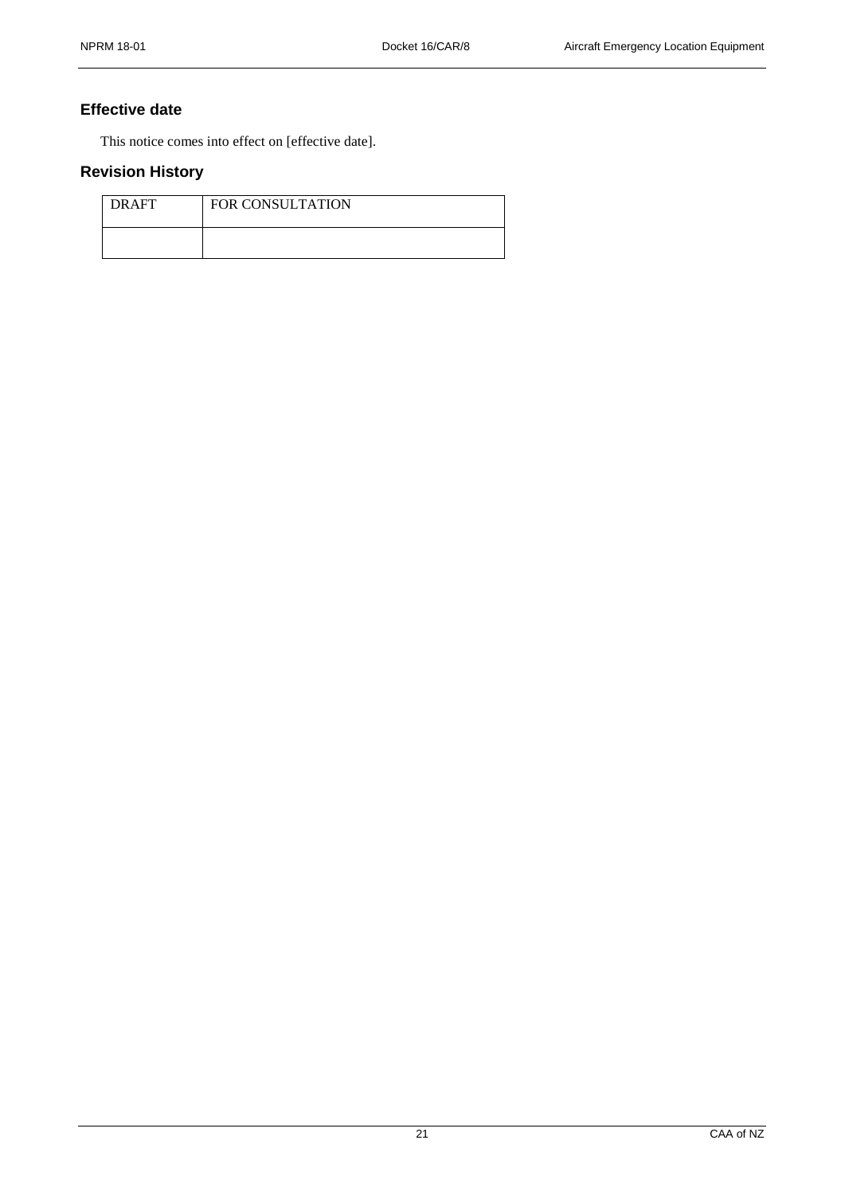## Effective date

This notice comes into effect on [effective date].

## Revision History

| DRAFT | FOR CONSULTATION |
|---|---|
| | |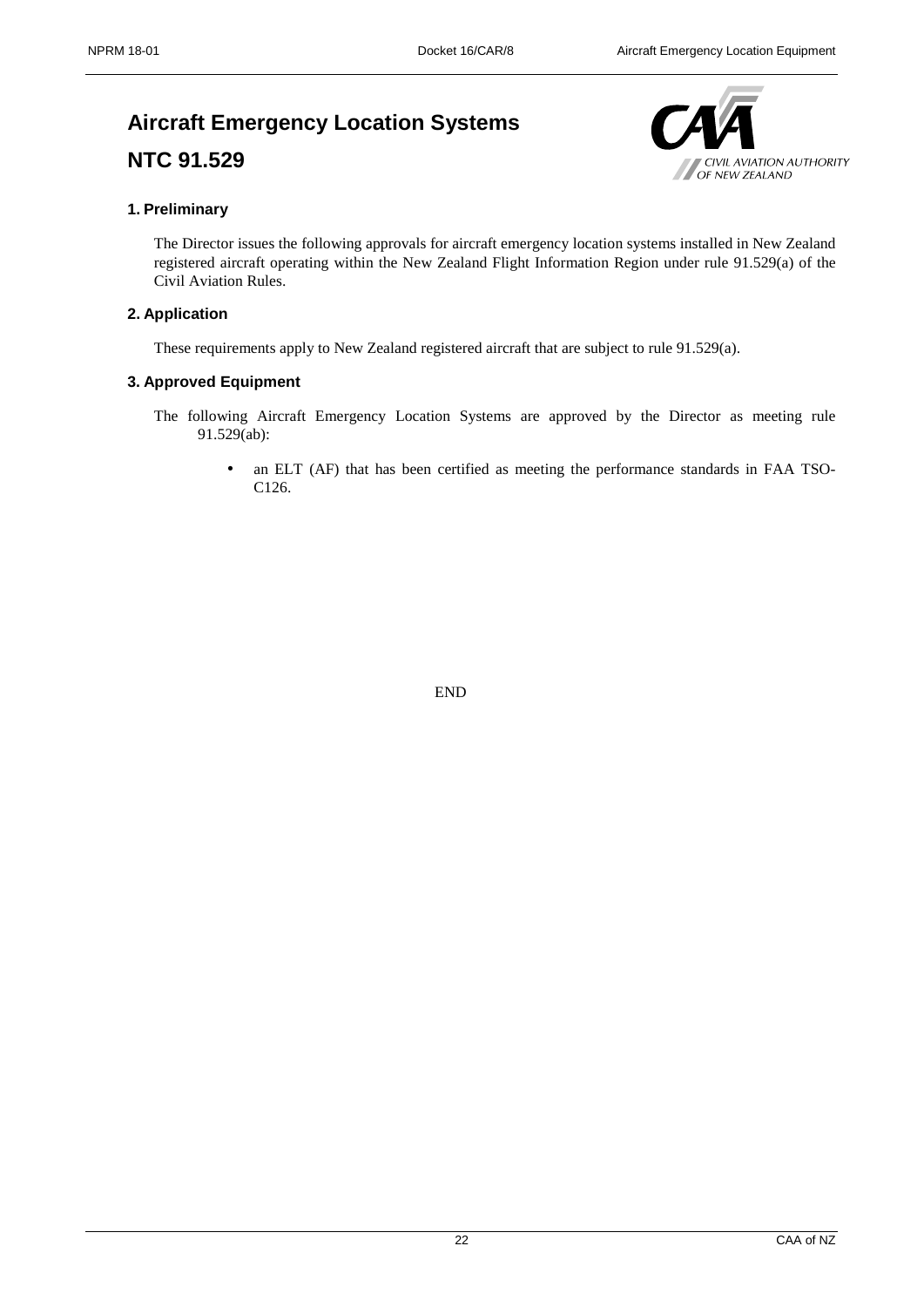# Aircraft Emergency Location Systems

# NTC 91.529

## 1. Preliminary

The Director issues the following approvals for aircraft emergency location systems installed in New Zealand registered aircraft operating within the New Zealand Flight Information Region under rule 91.529(a) of the Civil Aviation Rules.

## 2. Application

These requirements apply to New Zealand registered aircraft that are subject to rule 91.529(a).

## 3. Approved Equipment

The following Aircraft Emergency Location Systems are approved by the Director as meeting rule 91.529(ab):

- an ELT (AF) that has been certified as meeting the performance standards in FAA TSO-C126.

END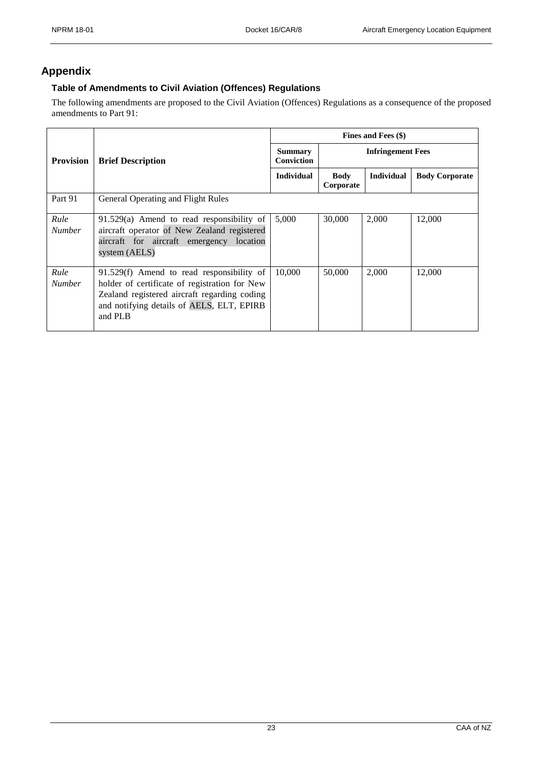## Appendix

### Table of Amendments to Civil Aviation (Offences) Regulations

The following amendments are proposed to the Civil Aviation (Offences) Regulations as a consequence of the proposed amendments to Part 91:

| Provision | Brief Description | Fines and Fees ($) | | | |
|---|---|---|---|---|---|
| | | Summary Conviction | | Infringement Fees | |
| | | Individual | Body Corporate | Individual | Body Corporate |
| Part 91 | General Operating and Flight Rules | | | | |
| *Rule Number* | 91.529(a) Amend to read responsibility of aircraft operator of New Zealand registered aircraft for aircraft emergency location system (AELS) | 5,000 | 30,000 | 2,000 | 12,000 |
| *Rule Number* | 91.529(f) Amend to read responsibility of holder of certificate of registration for New Zealand registered aircraft regarding coding and notifying details of AELS, ELT, EPIRB and PLB | 10,000 | 50,000 | 2,000 | 12,000 |